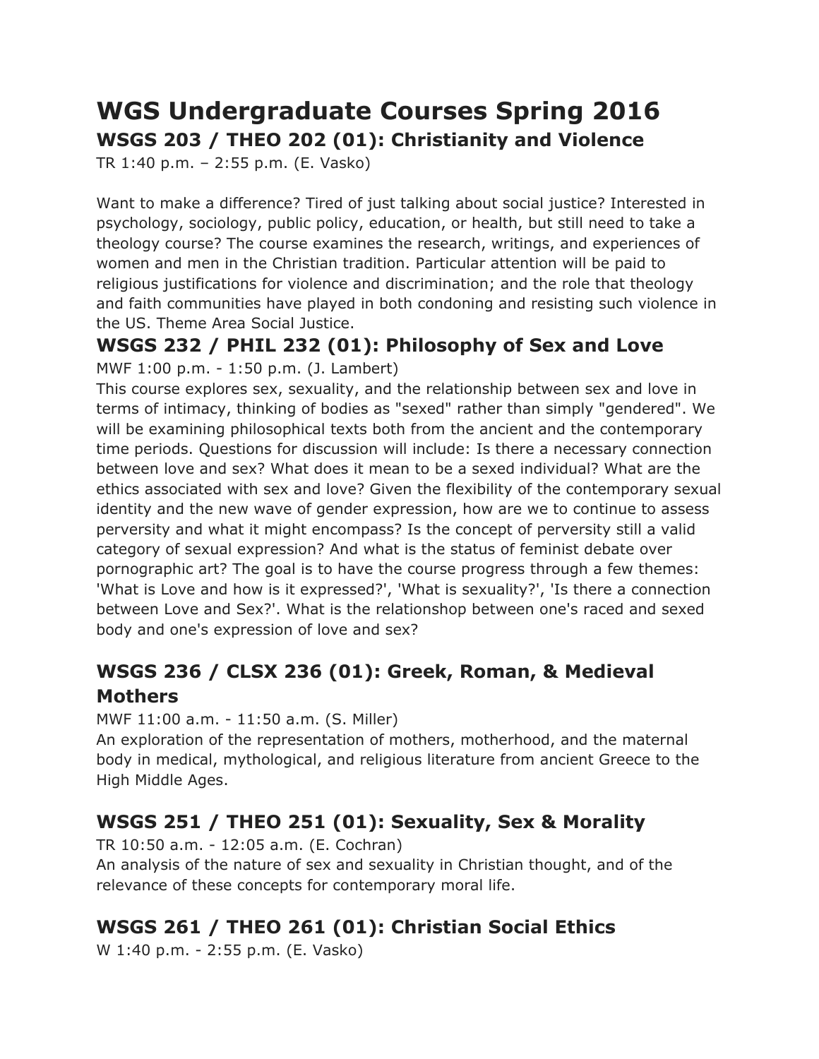# WGS Undergraduate Courses Spring 2016

## WSGS 203 / THEO 202 (01): Christianity and Violence

TR 1:40 p.m. – 2:55 p.m. (E. Vasko)

Want to make a difference? Tired of just talking about social justice? Interested in psychology, sociology, public policy, education, or health, but still need to take a theology course? The course examines the research, writings, and experiences of women and men in the Christian tradition. Particular attention will be paid to religious justifications for violence and discrimination; and the role that theology and faith communities have played in both condoning and resisting such violence in the US. Theme Area Social Justice.

## WSGS 232 / PHIL 232 (01): Philosophy of Sex and Love

MWF 1:00 p.m. - 1:50 p.m. (J. Lambert)

This course explores sex, sexuality, and the relationship between sex and love in terms of intimacy, thinking of bodies as "sexed" rather than simply "gendered". We will be examining philosophical texts both from the ancient and the contemporary time periods. Questions for discussion will include: Is there a necessary connection between love and sex? What does it mean to be a sexed individual? What are the ethics associated with sex and love? Given the flexibility of the contemporary sexual identity and the new wave of gender expression, how are we to continue to assess perversity and what it might encompass? Is the concept of perversity still a valid category of sexual expression? And what is the status of feminist debate over pornographic art? The goal is to have the course progress through a few themes: 'What is Love and how is it expressed?', 'What is sexuality?', 'Is there a connection between Love and Sex?'. What is the relationshop between one's raced and sexed body and one's expression of love and sex?

## WSGS 236 / CLSX 236 (01): Greek, Roman, & Medieval Mothers

MWF 11:00 a.m. - 11:50 a.m. (S. Miller)

An exploration of the representation of mothers, motherhood, and the maternal body in medical, mythological, and religious literature from ancient Greece to the High Middle Ages.

## WSGS 251 / THEO 251 (01): Sexuality, Sex & Morality

TR 10:50 a.m. - 12:05 a.m. (E. Cochran)

An analysis of the nature of sex and sexuality in Christian thought, and of the relevance of these concepts for contemporary moral life.

## WSGS 261 / THEO 261 (01): Christian Social Ethics

W 1:40 p.m. - 2:55 p.m. (E. Vasko)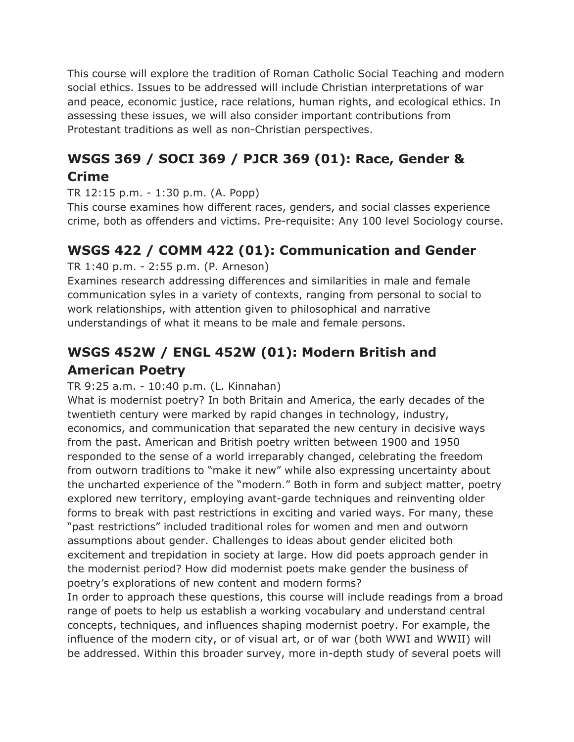This course will explore the tradition of Roman Catholic Social Teaching and modern social ethics. Issues to be addressed will include Christian interpretations of war and peace, economic justice, race relations, human rights, and ecological ethics. In assessing these issues, we will also consider important contributions from Protestant traditions as well as non-Christian perspectives.

## WSGS 369 / SOCI 369 / PJCR 369 (01): Race, Gender & Crime

TR 12:15 p.m. - 1:30 p.m. (A. Popp)
This course examines how different races, genders, and social classes experience crime, both as offenders and victims. Pre-requisite: Any 100 level Sociology course.

## WSGS 422 / COMM 422 (01): Communication and Gender

TR 1:40 p.m. - 2:55 p.m. (P. Arneson)
Examines research addressing differences and similarities in male and female communication syles in a variety of contexts, ranging from personal to social to work relationships, with attention given to philosophical and narrative understandings of what it means to be male and female persons.

## WSGS 452W / ENGL 452W (01): Modern British and American Poetry

TR 9:25 a.m. - 10:40 p.m. (L. Kinnahan)
What is modernist poetry? In both Britain and America, the early decades of the twentieth century were marked by rapid changes in technology, industry, economics, and communication that separated the new century in decisive ways from the past. American and British poetry written between 1900 and 1950 responded to the sense of a world irreparably changed, celebrating the freedom from outworn traditions to "make it new" while also expressing uncertainty about the uncharted experience of the "modern." Both in form and subject matter, poetry explored new territory, employing avant-garde techniques and reinventing older forms to break with past restrictions in exciting and varied ways. For many, these "past restrictions" included traditional roles for women and men and outworn assumptions about gender. Challenges to ideas about gender elicited both excitement and trepidation in society at large. How did poets approach gender in the modernist period? How did modernist poets make gender the business of poetry's explorations of new content and modern forms?
In order to approach these questions, this course will include readings from a broad range of poets to help us establish a working vocabulary and understand central concepts, techniques, and influences shaping modernist poetry. For example, the influence of the modern city, or of visual art, or of war (both WWI and WWII) will be addressed. Within this broader survey, more in-depth study of several poets will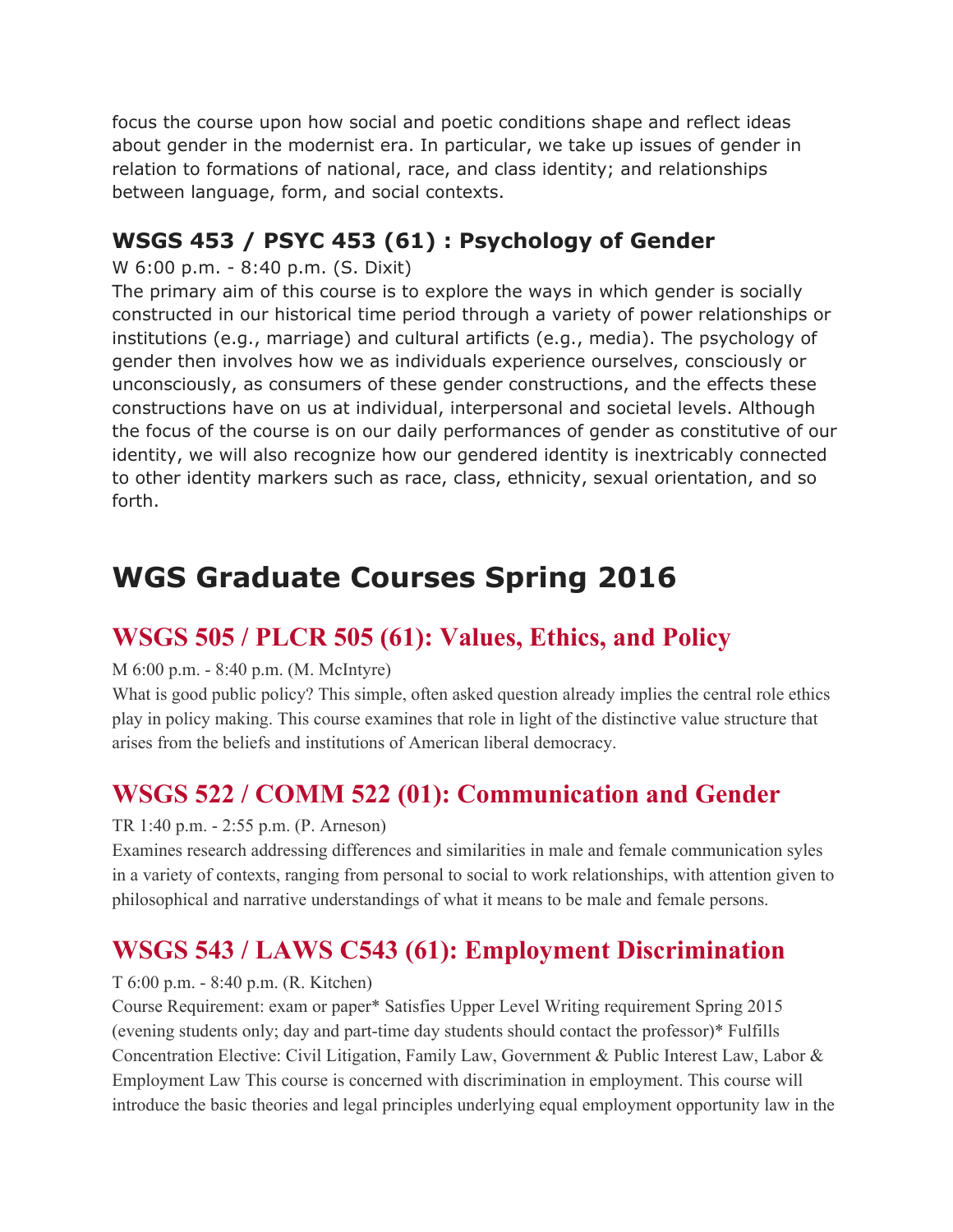focus the course upon how social and poetic conditions shape and reflect ideas about gender in the modernist era. In particular, we take up issues of gender in relation to formations of national, race, and class identity; and relationships between language, form, and social contexts.

### WSGS 453 / PSYC 453 (61) : Psychology of Gender

W 6:00 p.m. - 8:40 p.m. (S. Dixit)
The primary aim of this course is to explore the ways in which gender is socially constructed in our historical time period through a variety of power relationships or institutions (e.g., marriage) and cultural artificts (e.g., media). The psychology of gender then involves how we as individuals experience ourselves, consciously or unconsciously, as consumers of these gender constructions, and the effects these constructions have on us at individual, interpersonal and societal levels. Although the focus of the course is on our daily performances of gender as constitutive of our identity, we will also recognize how our gendered identity is inextricably connected to other identity markers such as race, class, ethnicity, sexual orientation, and so forth.

# WGS Graduate Courses Spring 2016

## WSGS 505 / PLCR 505 (61): Values, Ethics, and Policy

M 6:00 p.m. - 8:40 p.m. (M. McIntyre)
What is good public policy? This simple, often asked question already implies the central role ethics play in policy making. This course examines that role in light of the distinctive value structure that arises from the beliefs and institutions of American liberal democracy.

## WSGS 522 / COMM 522 (01): Communication and Gender

TR 1:40 p.m. - 2:55 p.m. (P. Arneson)
Examines research addressing differences and similarities in male and female communication syles in a variety of contexts, ranging from personal to social to work relationships, with attention given to philosophical and narrative understandings of what it means to be male and female persons.

## WSGS 543 / LAWS C543 (61): Employment Discrimination

T 6:00 p.m. - 8:40 p.m. (R. Kitchen)
Course Requirement: exam or paper* Satisfies Upper Level Writing requirement Spring 2015 (evening students only; day and part-time day students should contact the professor)* Fulfills Concentration Elective: Civil Litigation, Family Law, Government & Public Interest Law, Labor & Employment Law This course is concerned with discrimination in employment. This course will introduce the basic theories and legal principles underlying equal employment opportunity law in the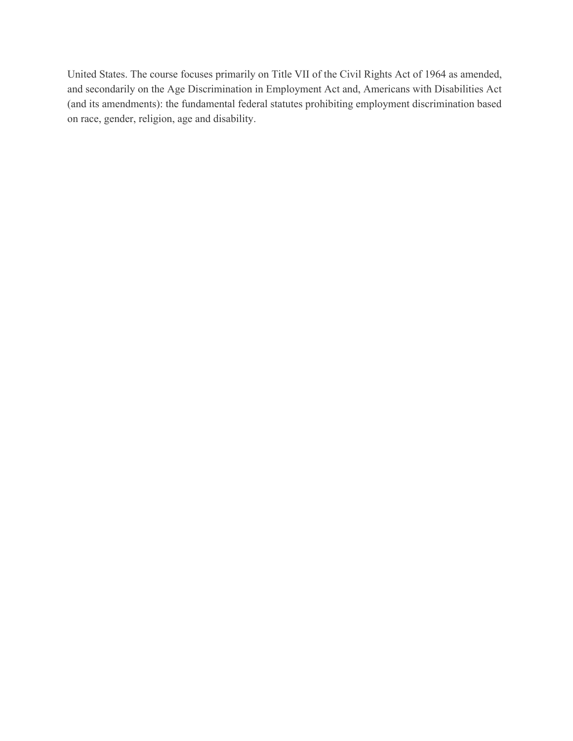United States. The course focuses primarily on Title VII of the Civil Rights Act of 1964 as amended, and secondarily on the Age Discrimination in Employment Act and, Americans with Disabilities Act (and its amendments): the fundamental federal statutes prohibiting employment discrimination based on race, gender, religion, age and disability.